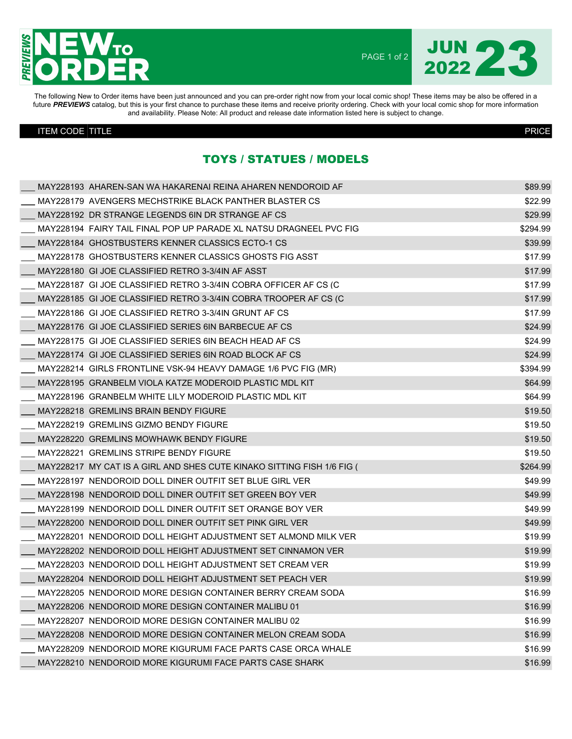# PREVIEWS NEW TO ORDER

**JUN 23 2022**

The following New to Order items have been just announced and you can pre-order right now from your local comic shop! These items may be also be offered in a future ***PREVIEWS*** catalog, but this is your first chance to purchase these items and receive priority ordering. Check with your local comic shop for more information and availability. Please Note: All product and release date information listed here is subject to change.

## TOYS / STATUES / MODELS

| | ITEM CODE | TITLE | PRICE |
|---|---|---|---|
| ___ | MAY228193 | AHAREN-SAN WA HAKARENAI REINA AHAREN NENDOROID AF | $89.99 |
| ___ | MAY228179 | AVENGERS MECHSTRIKE BLACK PANTHER BLASTER CS | $22.99 |
| ___ | MAY228192 | DR STRANGE LEGENDS 6IN DR STRANGE AF CS | $29.99 |
| ___ | MAY228194 | FAIRY TAIL FINAL POP UP PARADE XL NATSU DRAGNEEL PVC FIG | $294.99 |
| ___ | MAY228184 | GHOSTBUSTERS KENNER CLASSICS ECTO-1 CS | $39.99 |
| ___ | MAY228178 | GHOSTBUSTERS KENNER CLASSICS GHOSTS FIG ASST | $17.99 |
| ___ | MAY228180 | GI JOE CLASSIFIED RETRO 3-3/4IN AF ASST | $17.99 |
| ___ | MAY228187 | GI JOE CLASSIFIED RETRO 3-3/4IN COBRA OFFICER AF CS (C | $17.99 |
| ___ | MAY228185 | GI JOE CLASSIFIED RETRO 3-3/4IN COBRA TROOPER AF CS (C | $17.99 |
| ___ | MAY228186 | GI JOE CLASSIFIED RETRO 3-3/4IN GRUNT AF CS | $17.99 |
| ___ | MAY228176 | GI JOE CLASSIFIED SERIES 6IN BARBECUE AF CS | $24.99 |
| ___ | MAY228175 | GI JOE CLASSIFIED SERIES 6IN BEACH HEAD AF CS | $24.99 |
| ___ | MAY228174 | GI JOE CLASSIFIED SERIES 6IN ROAD BLOCK AF CS | $24.99 |
| ___ | MAY228214 | GIRLS FRONTLINE VSK-94 HEAVY DAMAGE 1/6 PVC FIG (MR) | $394.99 |
| ___ | MAY228195 | GRANBELM VIOLA KATZE MODEROID PLASTIC MDL KIT | $64.99 |
| ___ | MAY228196 | GRANBELM WHITE LILY MODEROID PLASTIC MDL KIT | $64.99 |
| ___ | MAY228218 | GREMLINS BRAIN BENDY FIGURE | $19.50 |
| ___ | MAY228219 | GREMLINS GIZMO BENDY FIGURE | $19.50 |
| ___ | MAY228220 | GREMLINS MOWHAWK BENDY FIGURE | $19.50 |
| ___ | MAY228221 | GREMLINS STRIPE BENDY FIGURE | $19.50 |
| ___ | MAY228217 | MY CAT IS A GIRL AND SHES CUTE KINAKO SITTING FISH 1/6 FIG ( | $264.99 |
| ___ | MAY228197 | NENDOROID DOLL DINER OUTFIT SET BLUE GIRL VER | $49.99 |
| ___ | MAY228198 | NENDOROID DOLL DINER OUTFIT SET GREEN BOY VER | $49.99 |
| ___ | MAY228199 | NENDOROID DOLL DINER OUTFIT SET ORANGE BOY VER | $49.99 |
| ___ | MAY228200 | NENDOROID DOLL DINER OUTFIT SET PINK GIRL VER | $49.99 |
| ___ | MAY228201 | NENDOROID DOLL HEIGHT ADJUSTMENT SET ALMOND MILK VER | $19.99 |
| ___ | MAY228202 | NENDOROID DOLL HEIGHT ADJUSTMENT SET CINNAMON VER | $19.99 |
| ___ | MAY228203 | NENDOROID DOLL HEIGHT ADJUSTMENT SET CREAM VER | $19.99 |
| ___ | MAY228204 | NENDOROID DOLL HEIGHT ADJUSTMENT SET PEACH VER | $19.99 |
| ___ | MAY228205 | NENDOROID MORE DESIGN CONTAINER BERRY CREAM SODA | $16.99 |
| ___ | MAY228206 | NENDOROID MORE DESIGN CONTAINER MALIBU 01 | $16.99 |
| ___ | MAY228207 | NENDOROID MORE DESIGN CONTAINER MALIBU 02 | $16.99 |
| ___ | MAY228208 | NENDOROID MORE DESIGN CONTAINER MELON CREAM SODA | $16.99 |
| ___ | MAY228209 | NENDOROID MORE KIGURUMI FACE PARTS CASE ORCA WHALE | $16.99 |
| ___ | MAY228210 | NENDOROID MORE KIGURUMI FACE PARTS CASE SHARK | $16.99 |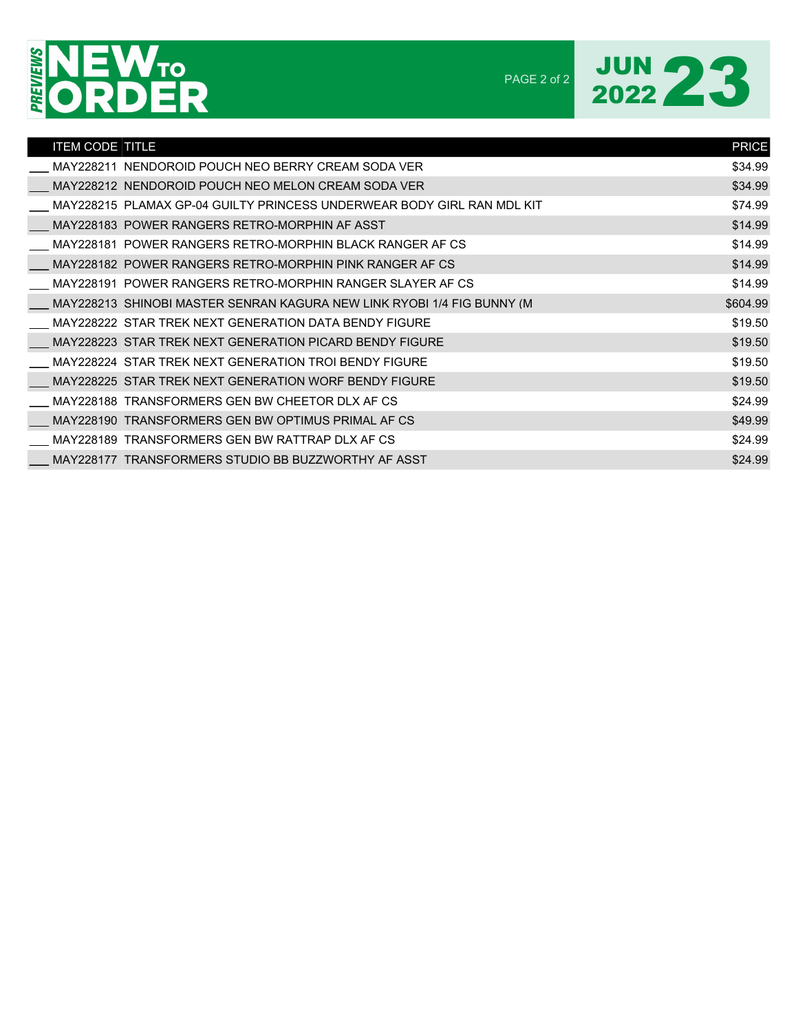# PREVIEWS NEW TO ORDER

JUN 2022 23

| | ITEM CODE | TITLE | PRICE |
|---|---|---|---|
| ___ | MAY228211 | NENDOROID POUCH NEO BERRY CREAM SODA VER | $34.99 |
| ___ | MAY228212 | NENDOROID POUCH NEO MELON CREAM SODA VER | $34.99 |
| ___ | MAY228215 | PLAMAX GP-04 GUILTY PRINCESS UNDERWEAR BODY GIRL RAN MDL KIT | $74.99 |
| ___ | MAY228183 | POWER RANGERS RETRO-MORPHIN AF ASST | $14.99 |
| ___ | MAY228181 | POWER RANGERS RETRO-MORPHIN BLACK RANGER AF CS | $14.99 |
| ___ | MAY228182 | POWER RANGERS RETRO-MORPHIN PINK RANGER AF CS | $14.99 |
| ___ | MAY228191 | POWER RANGERS RETRO-MORPHIN RANGER SLAYER AF CS | $14.99 |
| ___ | MAY228213 | SHINOBI MASTER SENRAN KAGURA NEW LINK RYOBI 1/4 FIG BUNNY (M | $604.99 |
| ___ | MAY228222 | STAR TREK NEXT GENERATION DATA BENDY FIGURE | $19.50 |
| ___ | MAY228223 | STAR TREK NEXT GENERATION PICARD BENDY FIGURE | $19.50 |
| ___ | MAY228224 | STAR TREK NEXT GENERATION TROI BENDY FIGURE | $19.50 |
| ___ | MAY228225 | STAR TREK NEXT GENERATION WORF BENDY FIGURE | $19.50 |
| ___ | MAY228188 | TRANSFORMERS GEN BW CHEETOR DLX AF CS | $24.99 |
| ___ | MAY228190 | TRANSFORMERS GEN BW OPTIMUS PRIMAL AF CS | $49.99 |
| ___ | MAY228189 | TRANSFORMERS GEN BW RATTRAP DLX AF CS | $24.99 |
| ___ | MAY228177 | TRANSFORMERS STUDIO BB BUZZWORTHY AF ASST | $24.99 |